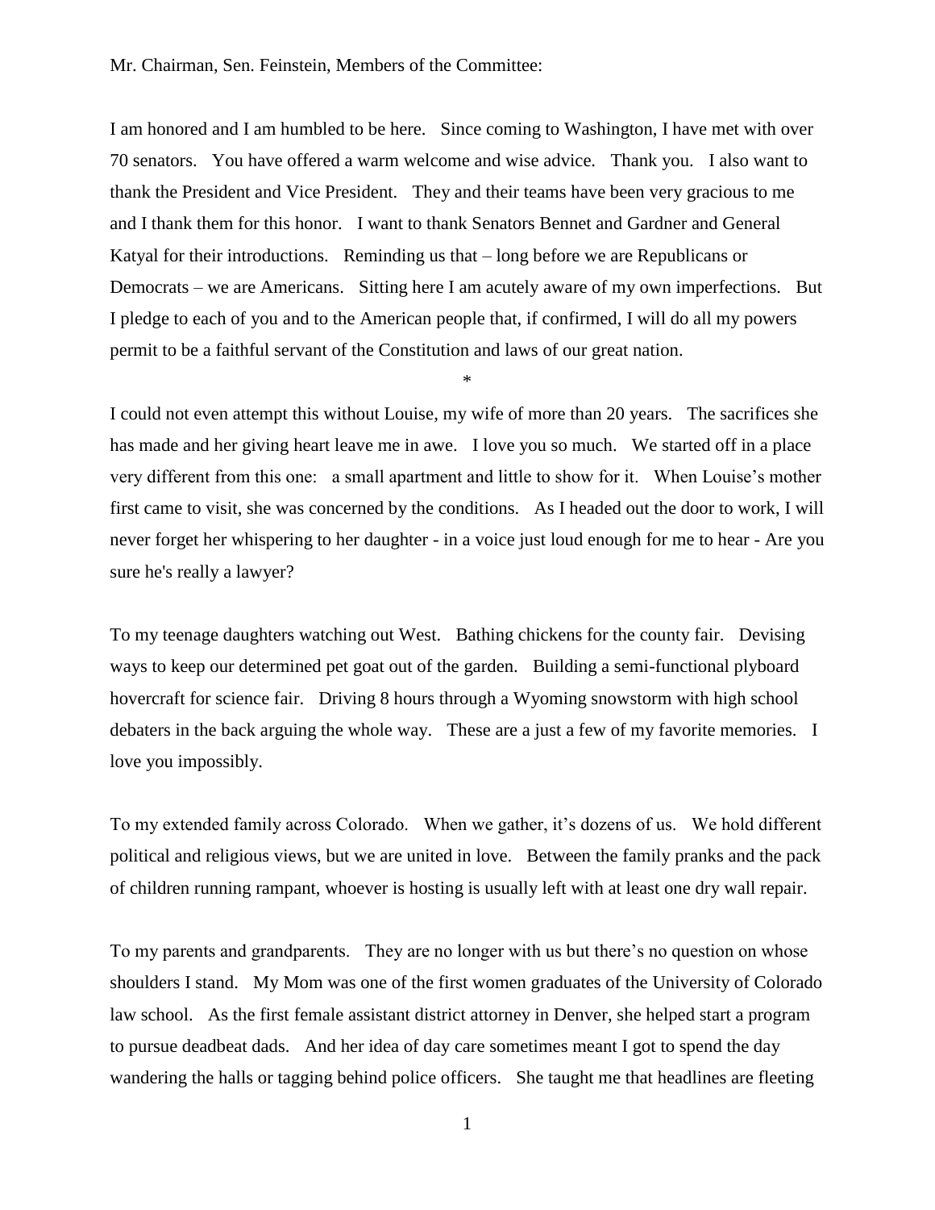Mr. Chairman, Sen. Feinstein, Members of the Committee:

I am honored and I am humbled to be here. Since coming to Washington, I have met with over 70 senators. You have offered a warm welcome and wise advice. Thank you. I also want to thank the President and Vice President. They and their teams have been very gracious to me and I thank them for this honor. I want to thank Senators Bennet and Gardner and General Katyal for their introductions. Reminding us that – long before we are Republicans or Democrats – we are Americans. Sitting here I am acutely aware of my own imperfections. But I pledge to each of you and to the American people that, if confirmed, I will do all my powers permit to be a faithful servant of the Constitution and laws of our great nation.

*

I could not even attempt this without Louise, my wife of more than 20 years. The sacrifices she has made and her giving heart leave me in awe. I love you so much. We started off in a place very different from this one: a small apartment and little to show for it. When Louise's mother first came to visit, she was concerned by the conditions. As I headed out the door to work, I will never forget her whispering to her daughter - in a voice just loud enough for me to hear - Are you sure he's really a lawyer?

To my teenage daughters watching out West. Bathing chickens for the county fair. Devising ways to keep our determined pet goat out of the garden. Building a semi-functional plyboard hovercraft for science fair. Driving 8 hours through a Wyoming snowstorm with high school debaters in the back arguing the whole way. These are a just a few of my favorite memories. I love you impossibly.

To my extended family across Colorado. When we gather, it's dozens of us. We hold different political and religious views, but we are united in love. Between the family pranks and the pack of children running rampant, whoever is hosting is usually left with at least one dry wall repair.

To my parents and grandparents. They are no longer with us but there's no question on whose shoulders I stand. My Mom was one of the first women graduates of the University of Colorado law school. As the first female assistant district attorney in Denver, she helped start a program to pursue deadbeat dads. And her idea of day care sometimes meant I got to spend the day wandering the halls or tagging behind police officers. She taught me that headlines are fleeting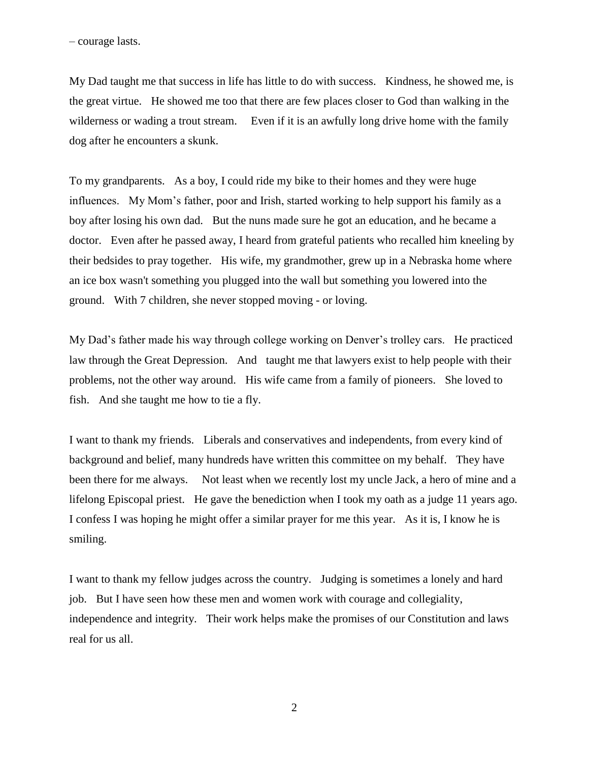– courage lasts.

My Dad taught me that success in life has little to do with success. Kindness, he showed me, is the great virtue. He showed me too that there are few places closer to God than walking in the wilderness or wading a trout stream. Even if it is an awfully long drive home with the family dog after he encounters a skunk.

To my grandparents. As a boy, I could ride my bike to their homes and they were huge influences. My Mom's father, poor and Irish, started working to help support his family as a boy after losing his own dad. But the nuns made sure he got an education, and he became a doctor. Even after he passed away, I heard from grateful patients who recalled him kneeling by their bedsides to pray together. His wife, my grandmother, grew up in a Nebraska home where an ice box wasn't something you plugged into the wall but something you lowered into the ground. With 7 children, she never stopped moving - or loving.

My Dad's father made his way through college working on Denver's trolley cars. He practiced law through the Great Depression. And taught me that lawyers exist to help people with their problems, not the other way around. His wife came from a family of pioneers. She loved to fish. And she taught me how to tie a fly.

I want to thank my friends. Liberals and conservatives and independents, from every kind of background and belief, many hundreds have written this committee on my behalf. They have been there for me always. Not least when we recently lost my uncle Jack, a hero of mine and a lifelong Episcopal priest. He gave the benediction when I took my oath as a judge 11 years ago. I confess I was hoping he might offer a similar prayer for me this year. As it is, I know he is smiling.

I want to thank my fellow judges across the country. Judging is sometimes a lonely and hard job. But I have seen how these men and women work with courage and collegiality, independence and integrity. Their work helps make the promises of our Constitution and laws real for us all.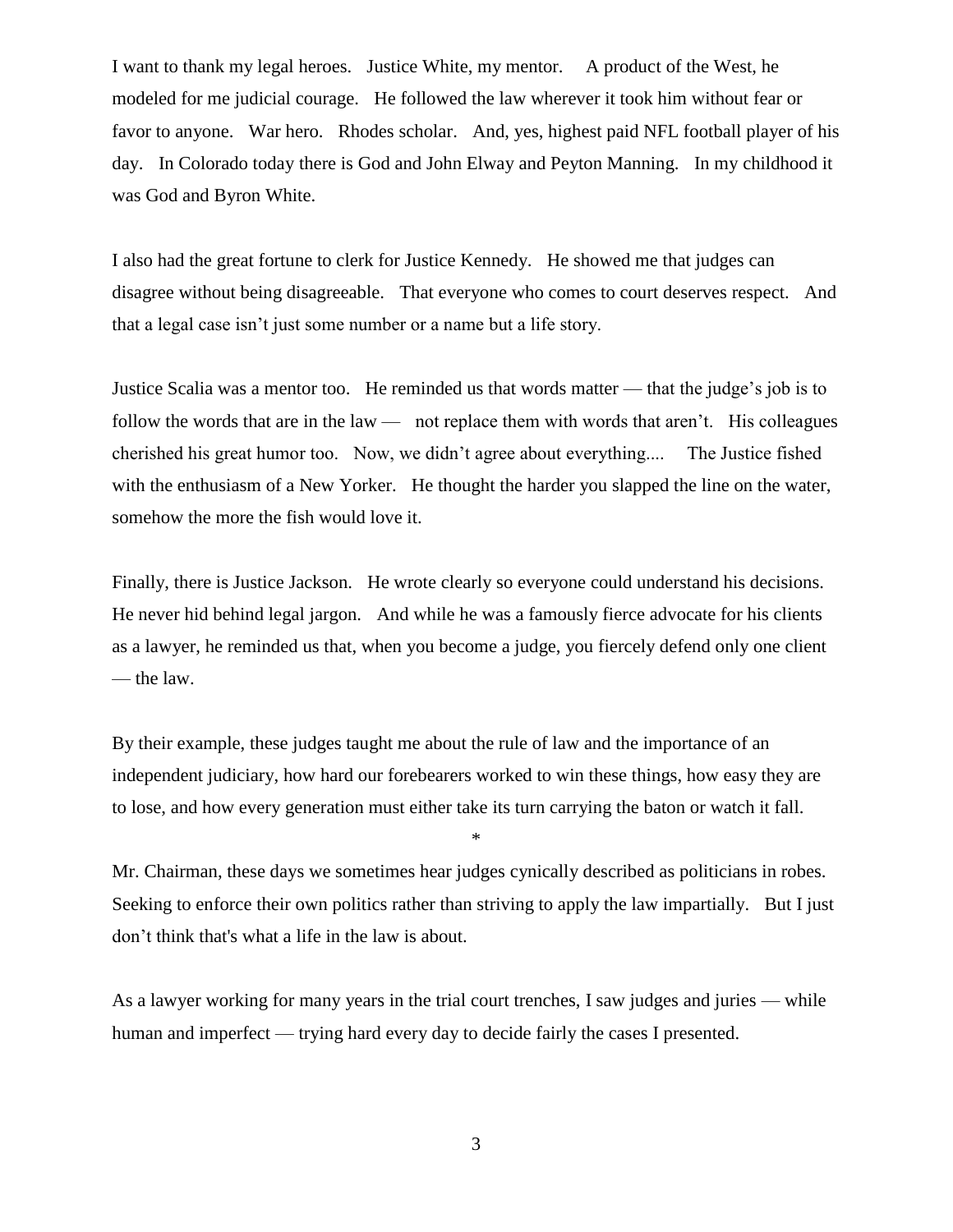I want to thank my legal heroes. Justice White, my mentor. A product of the West, he modeled for me judicial courage. He followed the law wherever it took him without fear or favor to anyone. War hero. Rhodes scholar. And, yes, highest paid NFL football player of his day. In Colorado today there is God and John Elway and Peyton Manning. In my childhood it was God and Byron White.

I also had the great fortune to clerk for Justice Kennedy. He showed me that judges can disagree without being disagreeable. That everyone who comes to court deserves respect. And that a legal case isn't just some number or a name but a life story.

Justice Scalia was a mentor too. He reminded us that words matter — that the judge's job is to follow the words that are in the law — not replace them with words that aren't. His colleagues cherished his great humor too. Now, we didn't agree about everything.... The Justice fished with the enthusiasm of a New Yorker. He thought the harder you slapped the line on the water, somehow the more the fish would love it.

Finally, there is Justice Jackson. He wrote clearly so everyone could understand his decisions. He never hid behind legal jargon. And while he was a famously fierce advocate for his clients as a lawyer, he reminded us that, when you become a judge, you fiercely defend only one client — the law.

By their example, these judges taught me about the rule of law and the importance of an independent judiciary, how hard our forebearers worked to win these things, how easy they are to lose, and how every generation must either take its turn carrying the baton or watch it fall.

*

Mr. Chairman, these days we sometimes hear judges cynically described as politicians in robes. Seeking to enforce their own politics rather than striving to apply the law impartially. But I just don't think that's what a life in the law is about.

As a lawyer working for many years in the trial court trenches, I saw judges and juries — while human and imperfect — trying hard every day to decide fairly the cases I presented.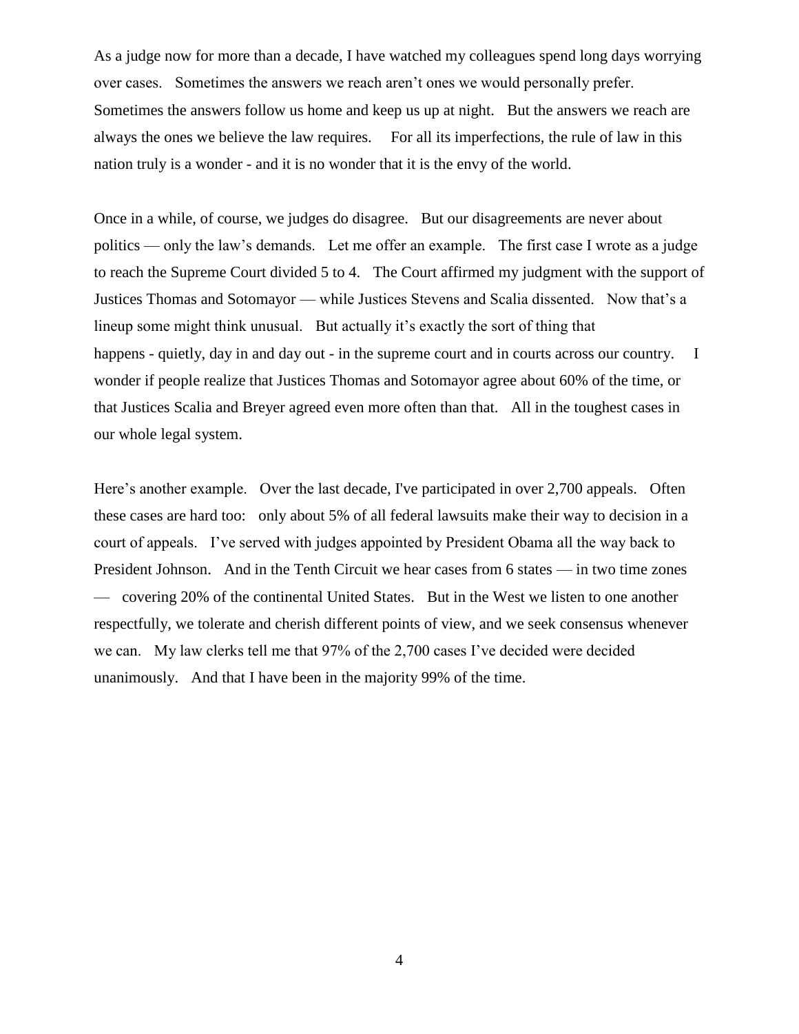As a judge now for more than a decade, I have watched my colleagues spend long days worrying over cases. Sometimes the answers we reach aren't ones we would personally prefer. Sometimes the answers follow us home and keep us up at night. But the answers we reach are always the ones we believe the law requires. For all its imperfections, the rule of law in this nation truly is a wonder - and it is no wonder that it is the envy of the world.

Once in a while, of course, we judges do disagree. But our disagreements are never about politics — only the law's demands. Let me offer an example. The first case I wrote as a judge to reach the Supreme Court divided 5 to 4. The Court affirmed my judgment with the support of Justices Thomas and Sotomayor — while Justices Stevens and Scalia dissented. Now that's a lineup some might think unusual. But actually it's exactly the sort of thing that happens - quietly, day in and day out - in the supreme court and in courts across our country. I wonder if people realize that Justices Thomas and Sotomayor agree about 60% of the time, or that Justices Scalia and Breyer agreed even more often than that. All in the toughest cases in our whole legal system.

Here's another example. Over the last decade, I've participated in over 2,700 appeals. Often these cases are hard too: only about 5% of all federal lawsuits make their way to decision in a court of appeals. I've served with judges appointed by President Obama all the way back to President Johnson. And in the Tenth Circuit we hear cases from 6 states — in two time zones — covering 20% of the continental United States. But in the West we listen to one another respectfully, we tolerate and cherish different points of view, and we seek consensus whenever we can. My law clerks tell me that 97% of the 2,700 cases I've decided were decided unanimously. And that I have been in the majority 99% of the time.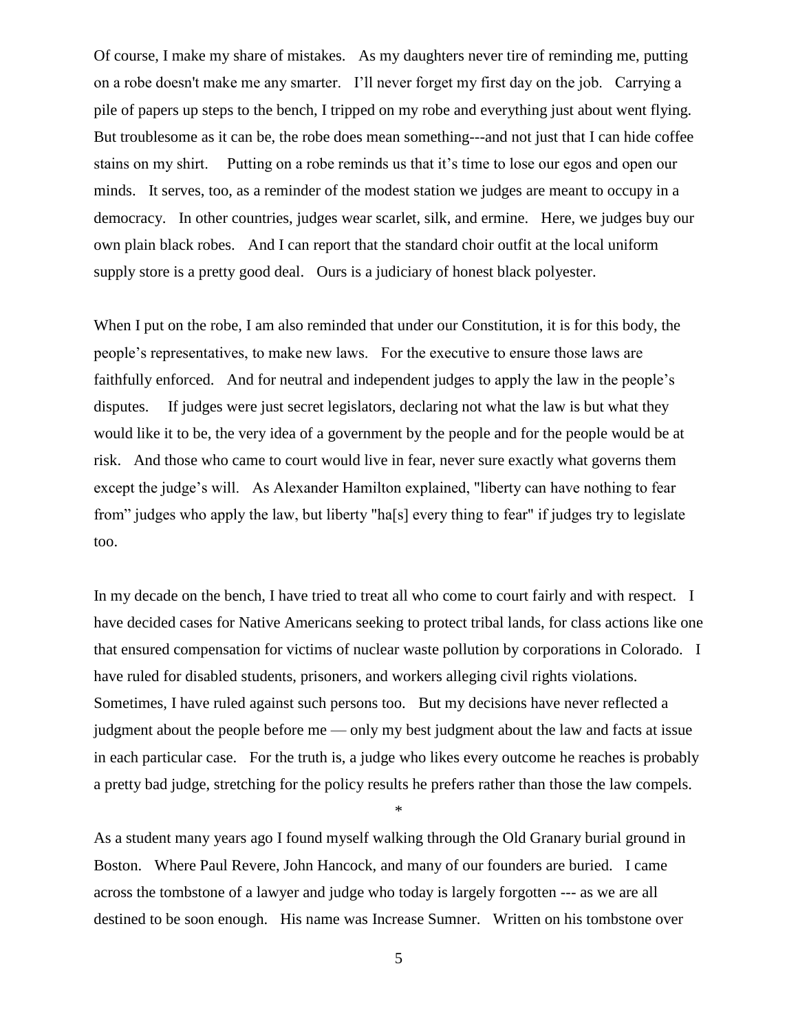Of course, I make my share of mistakes. As my daughters never tire of reminding me, putting on a robe doesn't make me any smarter. I'll never forget my first day on the job. Carrying a pile of papers up steps to the bench, I tripped on my robe and everything just about went flying. But troublesome as it can be, the robe does mean something---and not just that I can hide coffee stains on my shirt. Putting on a robe reminds us that it's time to lose our egos and open our minds. It serves, too, as a reminder of the modest station we judges are meant to occupy in a democracy. In other countries, judges wear scarlet, silk, and ermine. Here, we judges buy our own plain black robes. And I can report that the standard choir outfit at the local uniform supply store is a pretty good deal. Ours is a judiciary of honest black polyester.

When I put on the robe, I am also reminded that under our Constitution, it is for this body, the people's representatives, to make new laws. For the executive to ensure those laws are faithfully enforced. And for neutral and independent judges to apply the law in the people's disputes. If judges were just secret legislators, declaring not what the law is but what they would like it to be, the very idea of a government by the people and for the people would be at risk. And those who came to court would live in fear, never sure exactly what governs them except the judge's will. As Alexander Hamilton explained, "liberty can have nothing to fear from" judges who apply the law, but liberty "ha[s] every thing to fear" if judges try to legislate too.

In my decade on the bench, I have tried to treat all who come to court fairly and with respect. I have decided cases for Native Americans seeking to protect tribal lands, for class actions like one that ensured compensation for victims of nuclear waste pollution by corporations in Colorado. I have ruled for disabled students, prisoners, and workers alleging civil rights violations. Sometimes, I have ruled against such persons too. But my decisions have never reflected a judgment about the people before me — only my best judgment about the law and facts at issue in each particular case. For the truth is, a judge who likes every outcome he reaches is probably a pretty bad judge, stretching for the policy results he prefers rather than those the law compels.

*

As a student many years ago I found myself walking through the Old Granary burial ground in Boston. Where Paul Revere, John Hancock, and many of our founders are buried. I came across the tombstone of a lawyer and judge who today is largely forgotten --- as we are all destined to be soon enough. His name was Increase Sumner. Written on his tombstone over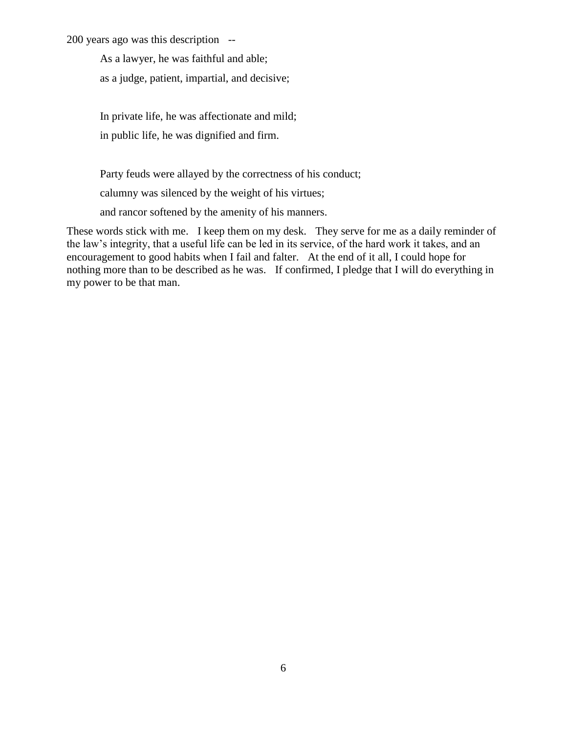200 years ago was this description --

> As a lawyer, he was faithful and able;
>
> as a judge, patient, impartial, and decisive;
>
> In private life, he was affectionate and mild;
>
> in public life, he was dignified and firm.
>
> Party feuds were allayed by the correctness of his conduct;
>
> calumny was silenced by the weight of his virtues;
>
> and rancor softened by the amenity of his manners.

These words stick with me. I keep them on my desk. They serve for me as a daily reminder of the law's integrity, that a useful life can be led in its service, of the hard work it takes, and an encouragement to good habits when I fail and falter. At the end of it all, I could hope for nothing more than to be described as he was. If confirmed, I pledge that I will do everything in my power to be that man.